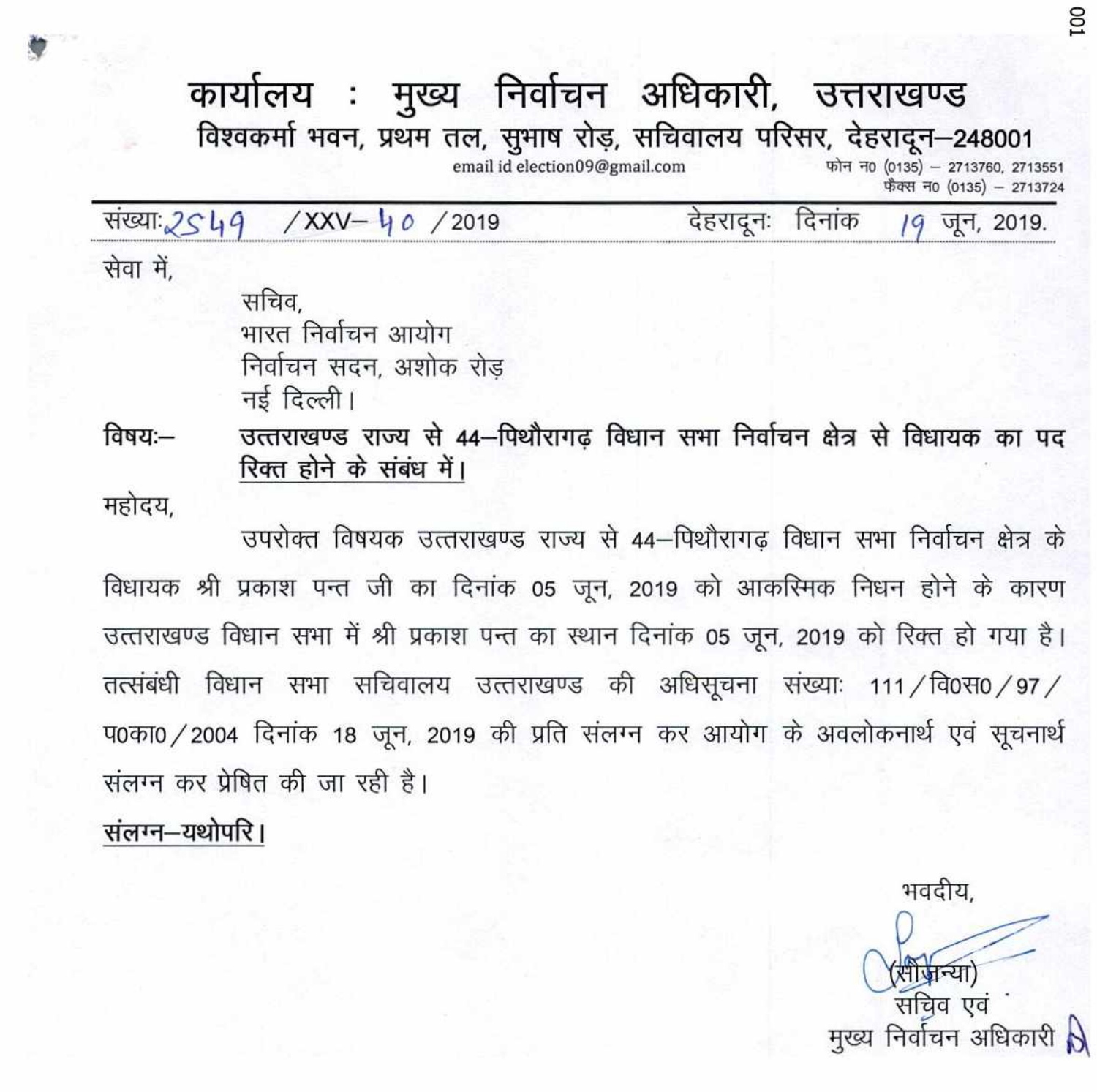# कार्यालय : मुख्य निर्वाचन अधिकारी, उत्तराखण्ड

**विश्वकर्मा भवन, प्रथम तल, सुभाष रोड़, सचिवालय परिसर, देहरादून–248001**

email id election09@gmail.com

फोन न0 (0135) – 2713760, 2713551
फैक्स न0 (0135) – 2713724

---

संख्या: 2549 /XXV– 40 /2019 देहरादून: दिनांक 19 जून, 2019.

सेवा में,

सचिव,
भारत निर्वाचन आयोग
निर्वाचन सदन, अशोक रोड़
नई दिल्ली।

**विषय:–** **उत्तराखण्ड राज्य से 44–पिथौरागढ़ विधान सभा निर्वाचन क्षेत्र से विधायक का पद रिक्त होने के संबंध में।**

महोदय,

उपरोक्त विषयक उत्तराखण्ड राज्य से 44–पिथौरागढ़ विधान सभा निर्वाचन क्षेत्र के विधायक श्री प्रकाश पन्त जी का दिनांक 05 जून, 2019 को आकस्मिक निधन होने के कारण उत्तराखण्ड विधान सभा में श्री प्रकाश पन्त का स्थान दिनांक 05 जून, 2019 को रिक्त हो गया है। तत्संबंधी विधान सभा सचिवालय उत्तराखण्ड की अधिसूचना संख्या: 111/वि0स0/97/प0का0/2004 दिनांक 18 जून, 2019 की प्रति संलग्न कर आयोग के अवलोकनार्थ एवं सूचनार्थ संलग्न कर प्रेषित की जा रही है।

**संलग्न–यथोपरि।**

भवदीय,

(सौजन्या)
सचिव एवं
मुख्य निर्वाचन अधिकारी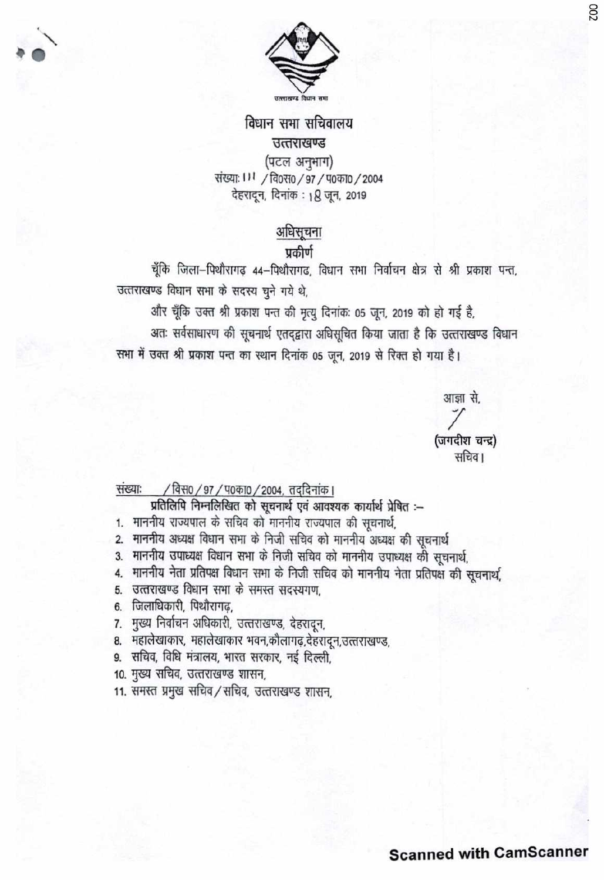उत्तराखण्ड विधान सभा

# विधान सभा सचिवालय

## उत्तराखण्ड

(पटल अनुभाग)

संख्याः 111 /वि०स०/97/प०का०/2004

देहरादून, दिनांक : 18 जून, 2019

### अधिसूचना

**प्रकीर्ण**

चूँकि जिला–पिथौरागढ़ 44–पिथौरागढ, विधान सभा निर्वाचन क्षेत्र से श्री प्रकाश पन्त, उत्तराखण्ड विधान सभा के सदस्य चुने गये थे,

और चूँकि उक्त श्री प्रकाश पन्त की मृत्यु दिनांकः 05 जून, 2019 को हो गई है,

अतः सर्वसाधारण की सूचनार्थ एतद्द्वारा अधिसूचित किया जाता है कि उत्तराखण्ड विधान सभा में उक्त श्री प्रकाश पन्त का स्थान दिनांक 05 जून, 2019 से रिक्त हो गया है।

आज्ञा से,

(जगदीश चन्द्र)
सचिव।

संख्याः /विस०/97/प०का०/2004, तद्दिनांक।

**प्रतिलिपि निम्नलिखित को सूचनार्थ एवं आवश्यक कार्यार्थ प्रेषित :–**

1. माननीय राज्यपाल के सचिव को माननीय राज्यपाल की सूचनार्थ,
2. माननीय अध्यक्ष विधान सभा के निजी सचिव को माननीय अध्यक्ष की सूचनार्थ
3. माननीय उपाध्यक्ष विधान सभा के निजी सचिव को माननीय उपाध्यक्ष की सूचनार्थ,
4. माननीय नेता प्रतिपक्ष विधान सभा के निजी सचिव को माननीय नेता प्रतिपक्ष की सूचनार्थ,
5. उत्तराखण्ड विधान सभा के समस्त सदस्यगण,
6. जिलाधिकारी, पिथौरागढ़,
7. मुख्य निर्वाचन अधिकारी, उत्तराखण्ड, देहरादून,
8. महालेखाकार, महालेखाकार भवन,कौलागढ़,देहरादून,उत्तराखण्ड,
9. सचिव, विधि मंत्रालय, भारत सरकार, नई दिल्ली,
10. मुख्य सचिव, उत्तराखण्ड शासन,
11. समस्त प्रमुख सचिव/सचिव, उत्तराखण्ड शासन,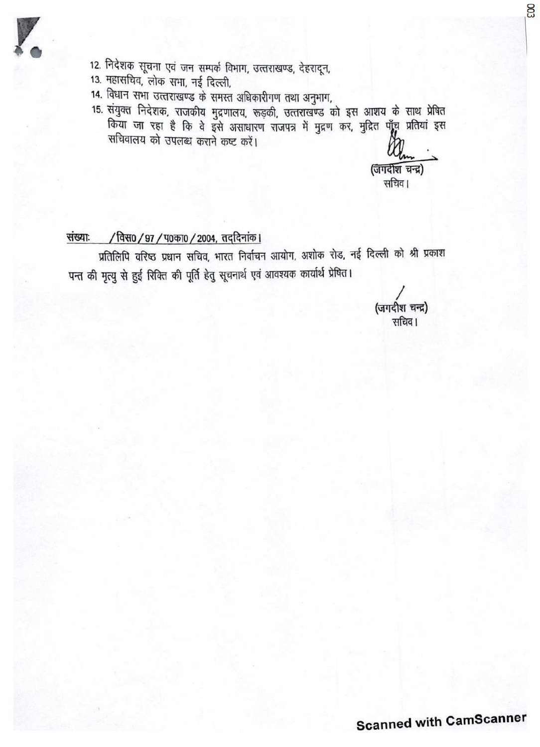12. निदेशक सूचना एवं जन सम्पर्क विभाग, उत्तराखण्ड, देहरादून,
13. महासचिव, लोक सभा, नई दिल्ली,
14. विधान सभा उत्तराखण्ड के समस्त अधिकारीगण तथा अनुभाग,
15. संयुक्त निदेशक, राजकीय मुद्रणालय, रूड़की, उत्तराखण्ड को इस आशय के साथ प्रेषित किया जा रहा है कि वे इसे असाधारण राजपत्र में मुद्रण कर, मुद्रित पाँच प्रतियां इस सचिवालय को उपलब्ध कराने कष्ट करें।

(जगदीश चन्द्र)
सचिव।

संख्याः /विस0/97/प0का0/2004, तद्दिनांक।

प्रतिलिपि वरिष्ठ प्रधान सचिव, भारत निर्वाचन आयोग, अशोक रोड, नई दिल्ली को श्री प्रकाश पन्त की मृत्यु से हुई रिक्ति की पूर्ति हेतु सूचनार्थ एवं आवश्यक कार्यार्थ प्रेषित।

(जगदीश चन्द्र)
सचिव।